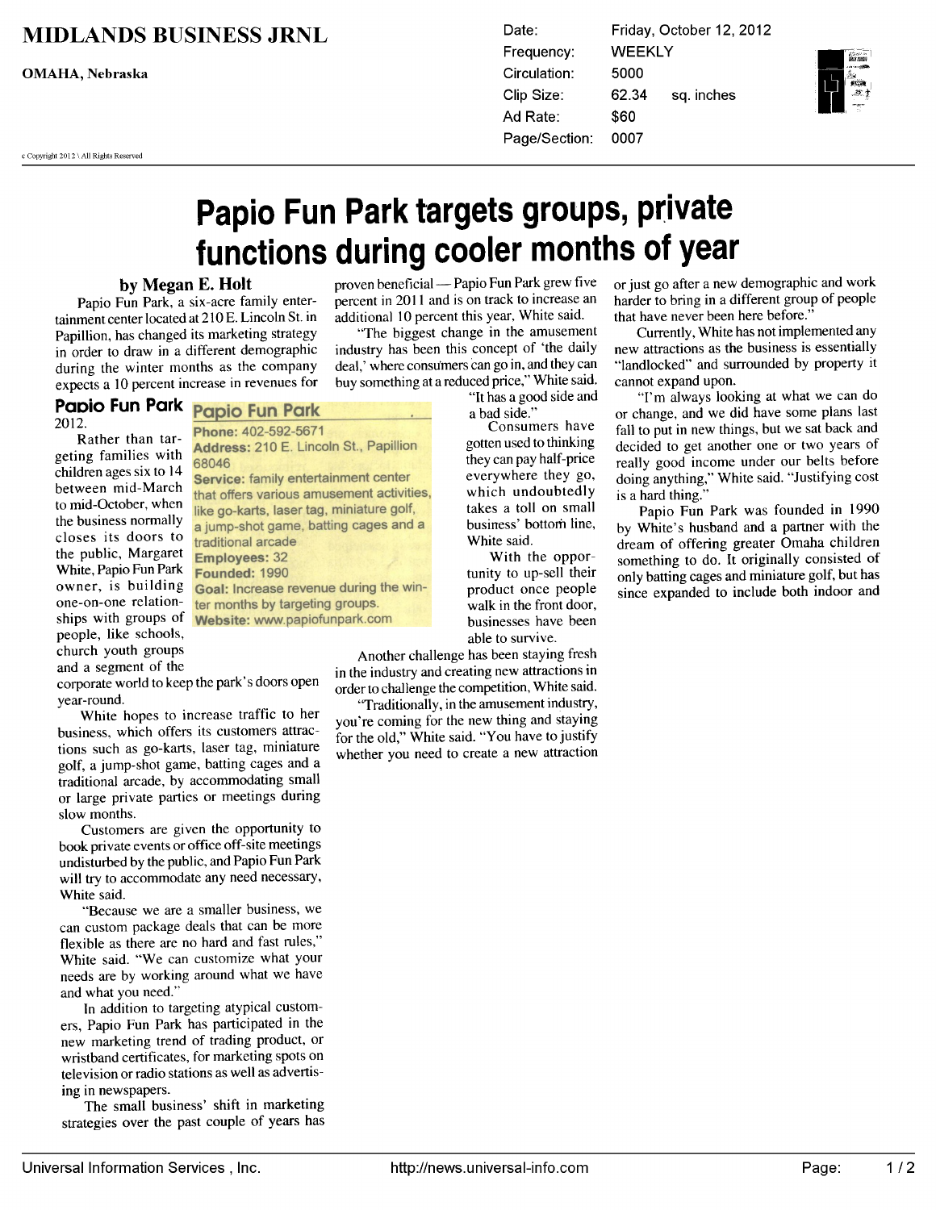MIDLANDS BUSINESS JRNL

OMAHA, Nebraska

| | |
|---|---|
| Date: | Friday, October 12, 2012 |
| Frequency: | WEEKLY |
| Circulation: | 5000 |
| Clip Size: | 62.34 sq. inches |
| Ad Rate: | $60 |
| Page/Section: | 0007 |

c Copyright 2012 \ All Rights Reserved

# Papio Fun Park targets groups, private functions during cooler months of year

**by Megan E. Holt**

Papio Fun Park, a six-acre family entertainment center located at 210 E. Lincoln St. in Papillion, has changed its marketing strategy in order to draw in a different demographic during the winter months as the company expects a 10 percent increase in revenues for 2012.

> **Papio Fun Park**
>
> **Phone:** 402-592-5671
> **Address:** 210 E. Lincoln St., Papillion 68046
> **Service:** family entertainment center that offers various amusement activities, like go-karts, laser tag, miniature golf, a jump-shot game, batting cages and a traditional arcade
> **Employees:** 32
> **Founded:** 1990
> **Goal:** Increase revenue during the winter months by targeting groups.
> **Website:** www.papiofunpark.com

Rather than targeting families with children ages six to 14 between mid-March to mid-October, when the business normally closes its doors to the public, Margaret White, Papio Fun Park owner, is building one-on-one relationships with groups of people, like schools, church youth groups and a segment of the corporate world to keep the park's doors open year-round.

White hopes to increase traffic to her business, which offers its customers attractions such as go-karts, laser tag, miniature golf, a jump-shot game, batting cages and a traditional arcade, by accommodating small or large private parties or meetings during slow months.

Customers are given the opportunity to book private events or office off-site meetings undisturbed by the public, and Papio Fun Park will try to accommodate any need necessary, White said.

"Because we are a smaller business, we can custom package deals that can be more flexible as there are no hard and fast rules," White said. "We can customize what your needs are by working around what we have and what you need."

In addition to targeting atypical customers, Papio Fun Park has participated in the new marketing trend of trading product, or wristband certificates, for marketing spots on television or radio stations as well as advertising in newspapers.

The small business' shift in marketing strategies over the past couple of years has proven beneficial — Papio Fun Park grew five percent in 2011 and is on track to increase an additional 10 percent this year, White said.

"The biggest change in the amusement industry has been this concept of 'the daily deal,' where consumers can go in, and they can buy something at a reduced price," White said. "It has a good side and a bad side."

Consumers have gotten used to thinking they can pay half-price everywhere they go, which undoubtedly takes a toll on small business' bottom line, White said.

With the opportunity to up-sell their product once people walk in the front door, businesses have been able to survive.

Another challenge has been staying fresh in the industry and creating new attractions in order to challenge the competition, White said.

"Traditionally, in the amusement industry, you're coming for the new thing and staying for the old," White said. "You have to justify whether you need to create a new attraction or just go after a new demographic and work harder to bring in a different group of people that have never been here before."

Currently, White has not implemented any new attractions as the business is essentially "landlocked" and surrounded by property it cannot expand upon.

"I'm always looking at what we can do or change, and we did have some plans last fall to put in new things, but we sat back and decided to get another one or two years of really good income under our belts before doing anything," White said. "Justifying cost is a hard thing."

Papio Fun Park was founded in 1990 by White's husband and a partner with the dream of offering greater Omaha children something to do. It originally consisted of only batting cages and miniature golf, but has since expanded to include both indoor and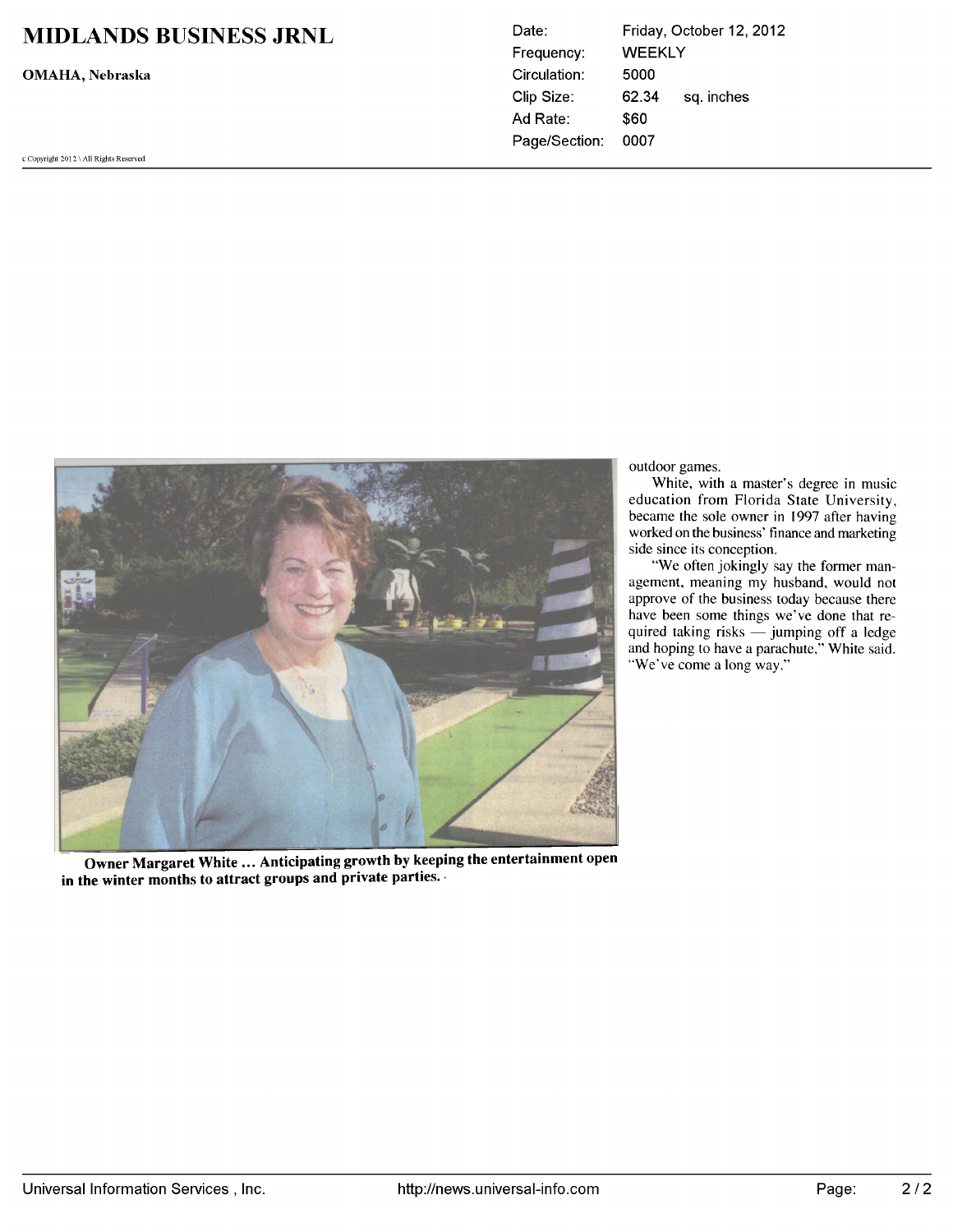# MIDLANDS BUSINESS JRNL

**OMAHA, Nebraska**

| | |
|---|---|
| Date: | Friday, October 12, 2012 |
| Frequency: | WEEKLY |
| Circulation: | 5000 |
| Clip Size: | 62.34 sq. inches |
| Ad Rate: | $60 |
| Page/Section: | 0007 |

c Copyright 2012 \ All Rights Reserved

**Owner Margaret White … Anticipating growth by keeping the entertainment open in the winter months to attract groups and private parties.**

outdoor games.

White, with a master's degree in music education from Florida State University, became the sole owner in 1997 after having worked on the business' finance and marketing side since its conception.

"We often jokingly say the former management, meaning my husband, would not approve of the business today because there have been some things we've done that required taking risks — jumping off a ledge and hoping to have a parachute," White said. "We've come a long way."